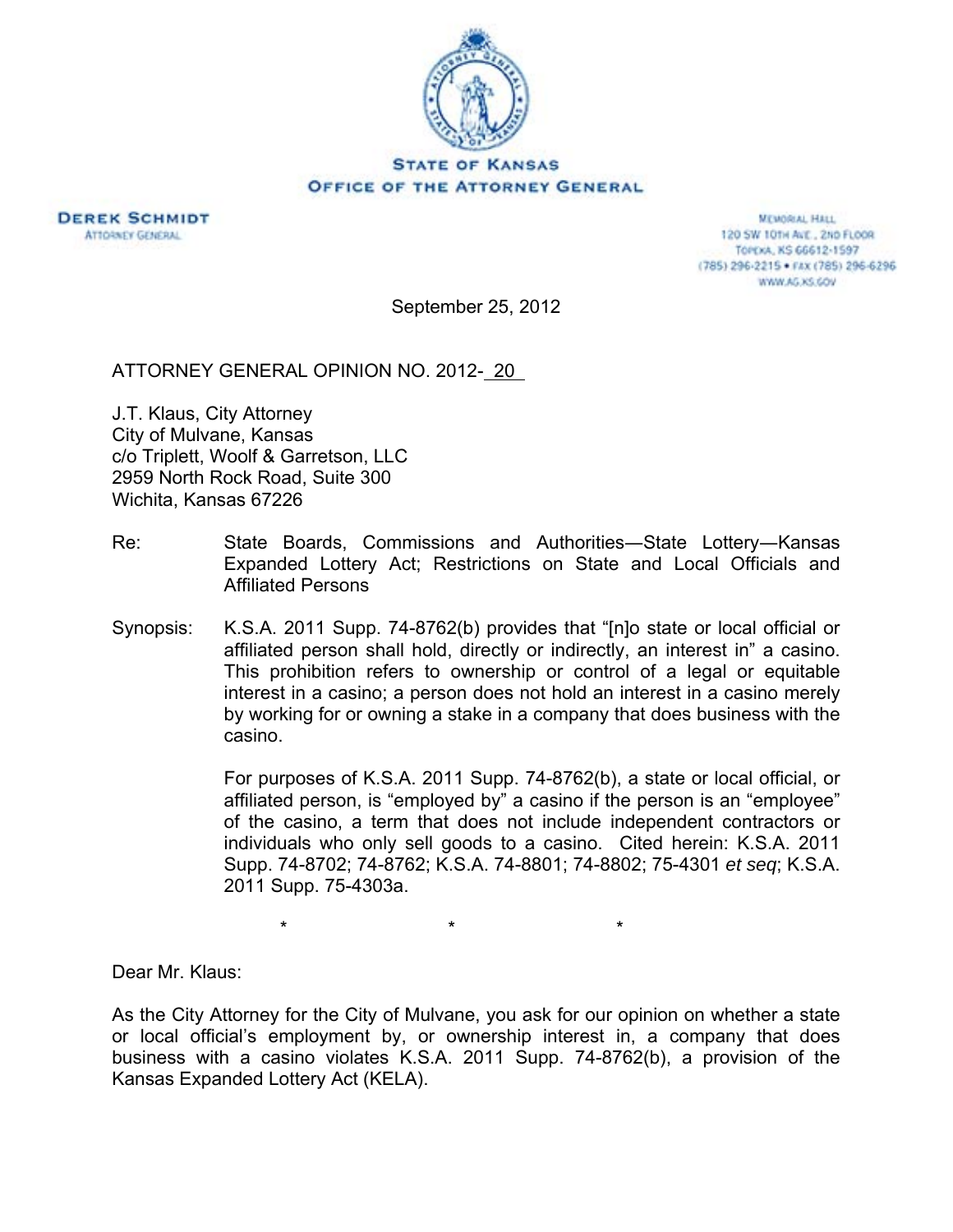**STATE OF KANSAS**
**OFFICE OF THE ATTORNEY GENERAL**

**DEREK SCHMIDT**
ATTORNEY GENERAL

MEMORIAL HALL
120 SW 10TH AVE., 2ND FLOOR
TOPEKA, KS 66612-1597
(785) 296-2215 • FAX (785) 296-6296
WWW.AG.KS.GOV

September 25, 2012

ATTORNEY GENERAL OPINION NO. 2012- 20

J.T. Klaus, City Attorney
City of Mulvane, Kansas
c/o Triplett, Woolf & Garretson, LLC
2959 North Rock Road, Suite 300
Wichita, Kansas 67226

Re: State Boards, Commissions and Authorities—State Lottery—Kansas Expanded Lottery Act; Restrictions on State and Local Officials and Affiliated Persons

Synopsis: K.S.A. 2011 Supp. 74-8762(b) provides that "[n]o state or local official or affiliated person shall hold, directly or indirectly, an interest in" a casino. This prohibition refers to ownership or control of a legal or equitable interest in a casino; a person does not hold an interest in a casino merely by working for or owning a stake in a company that does business with the casino.

For purposes of K.S.A. 2011 Supp. 74-8762(b), a state or local official, or affiliated person, is "employed by" a casino if the person is an "employee" of the casino, a term that does not include independent contractors or individuals who only sell goods to a casino. Cited herein: K.S.A. 2011 Supp. 74-8702; 74-8762; K.S.A. 74-8801; 74-8802; 75-4301 *et seq*; K.S.A. 2011 Supp. 75-4303a.

\* \* \*

Dear Mr. Klaus:

As the City Attorney for the City of Mulvane, you ask for our opinion on whether a state or local official's employment by, or ownership interest in, a company that does business with a casino violates K.S.A. 2011 Supp. 74-8762(b), a provision of the Kansas Expanded Lottery Act (KELA).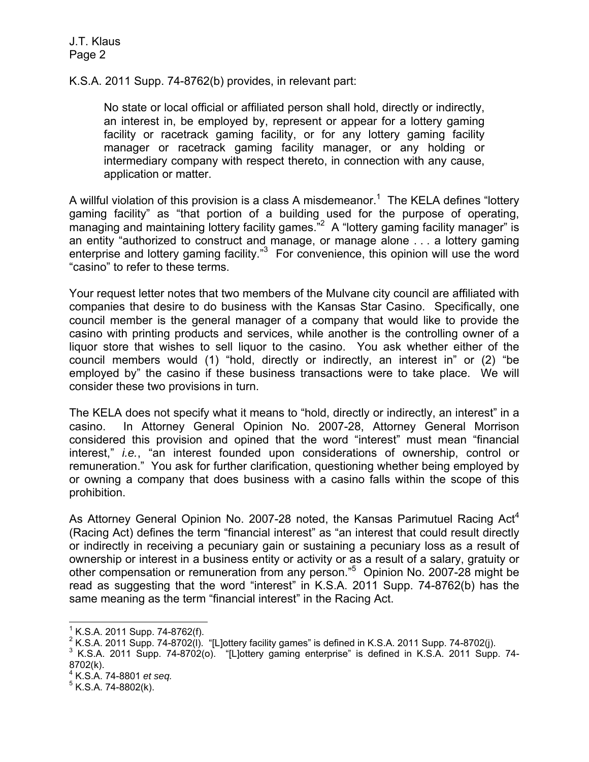K.S.A. 2011 Supp. 74-8762(b) provides, in relevant part:

> No state or local official or affiliated person shall hold, directly or indirectly, an interest in, be employed by, represent or appear for a lottery gaming facility or racetrack gaming facility, or for any lottery gaming facility manager or racetrack gaming facility manager, or any holding or intermediary company with respect thereto, in connection with any cause, application or matter.

A willful violation of this provision is a class A misdemeanor.[1] The KELA defines "lottery gaming facility" as "that portion of a building used for the purpose of operating, managing and maintaining lottery facility games."[2] A "lottery gaming facility manager" is an entity "authorized to construct and manage, or manage alone . . . a lottery gaming enterprise and lottery gaming facility."[3] For convenience, this opinion will use the word "casino" to refer to these terms.

Your request letter notes that two members of the Mulvane city council are affiliated with companies that desire to do business with the Kansas Star Casino. Specifically, one council member is the general manager of a company that would like to provide the casino with printing products and services, while another is the controlling owner of a liquor store that wishes to sell liquor to the casino. You ask whether either of the council members would (1) "hold, directly or indirectly, an interest in" or (2) "be employed by" the casino if these business transactions were to take place. We will consider these two provisions in turn.

The KELA does not specify what it means to "hold, directly or indirectly, an interest" in a casino. In Attorney General Opinion No. 2007-28, Attorney General Morrison considered this provision and opined that the word "interest" must mean "financial interest," *i.e.*, "an interest founded upon considerations of ownership, control or remuneration." You ask for further clarification, questioning whether being employed by or owning a company that does business with a casino falls within the scope of this prohibition.

As Attorney General Opinion No. 2007-28 noted, the Kansas Parimutuel Racing Act[4] (Racing Act) defines the term "financial interest" as "an interest that could result directly or indirectly in receiving a pecuniary gain or sustaining a pecuniary loss as a result of ownership or interest in a business entity or activity or as a result of a salary, gratuity or other compensation or remuneration from any person."[5] Opinion No. 2007-28 might be read as suggesting that the word "interest" in K.S.A. 2011 Supp. 74-8762(b) has the same meaning as the term "financial interest" in the Racing Act.

---

[1] K.S.A. 2011 Supp. 74-8762(f).

[2] K.S.A. 2011 Supp. 74-8702(l). "[L]ottery facility games" is defined in K.S.A. 2011 Supp. 74-8702(j).

[3] K.S.A. 2011 Supp. 74-8702(o). "[L]ottery gaming enterprise" is defined in K.S.A. 2011 Supp. 74-8702(k).

[4] K.S.A. 74-8801 *et seq.*

[5] K.S.A. 74-8802(k).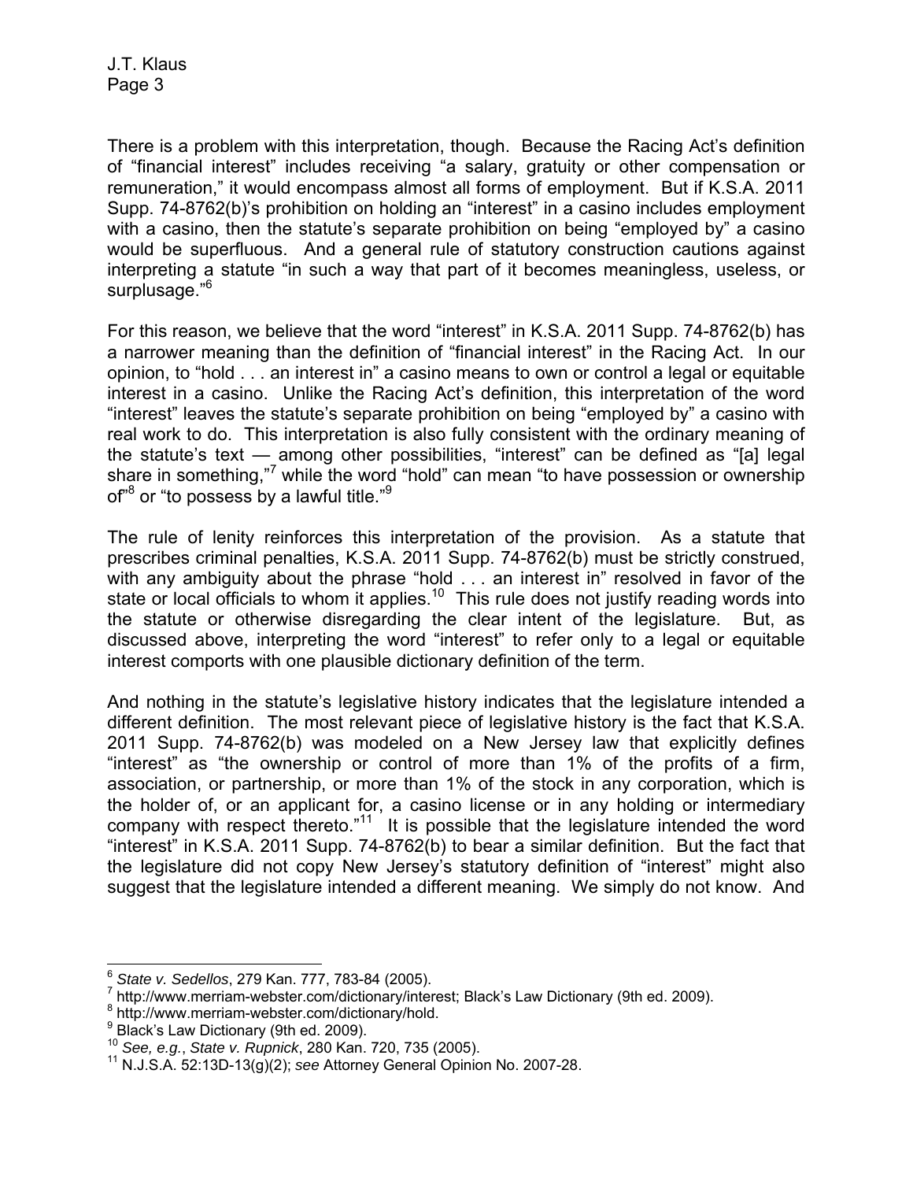There is a problem with this interpretation, though. Because the Racing Act's definition of "financial interest" includes receiving "a salary, gratuity or other compensation or remuneration," it would encompass almost all forms of employment. But if K.S.A. 2011 Supp. 74-8762(b)'s prohibition on holding an "interest" in a casino includes employment with a casino, then the statute's separate prohibition on being "employed by" a casino would be superfluous. And a general rule of statutory construction cautions against interpreting a statute "in such a way that part of it becomes meaningless, useless, or surplusage."[6]

For this reason, we believe that the word "interest" in K.S.A. 2011 Supp. 74-8762(b) has a narrower meaning than the definition of "financial interest" in the Racing Act. In our opinion, to "hold . . . an interest in" a casino means to own or control a legal or equitable interest in a casino. Unlike the Racing Act's definition, this interpretation of the word "interest" leaves the statute's separate prohibition on being "employed by" a casino with real work to do. This interpretation is also fully consistent with the ordinary meaning of the statute's text — among other possibilities, "interest" can be defined as "[a] legal share in something,"[7] while the word "hold" can mean "to have possession or ownership of"[8] or "to possess by a lawful title."[9]

The rule of lenity reinforces this interpretation of the provision. As a statute that prescribes criminal penalties, K.S.A. 2011 Supp. 74-8762(b) must be strictly construed, with any ambiguity about the phrase "hold . . . an interest in" resolved in favor of the state or local officials to whom it applies.[10] This rule does not justify reading words into the statute or otherwise disregarding the clear intent of the legislature. But, as discussed above, interpreting the word "interest" to refer only to a legal or equitable interest comports with one plausible dictionary definition of the term.

And nothing in the statute's legislative history indicates that the legislature intended a different definition. The most relevant piece of legislative history is the fact that K.S.A. 2011 Supp. 74-8762(b) was modeled on a New Jersey law that explicitly defines "interest" as "the ownership or control of more than 1% of the profits of a firm, association, or partnership, or more than 1% of the stock in any corporation, which is the holder of, or an applicant for, a casino license or in any holding or intermediary company with respect thereto."[11] It is possible that the legislature intended the word "interest" in K.S.A. 2011 Supp. 74-8762(b) to bear a similar definition. But the fact that the legislature did not copy New Jersey's statutory definition of "interest" might also suggest that the legislature intended a different meaning. We simply do not know. And

---

[6] *State v. Sedellos*, 279 Kan. 777, 783-84 (2005).

[7] http://www.merriam-webster.com/dictionary/interest; Black's Law Dictionary (9th ed. 2009).

[8] http://www.merriam-webster.com/dictionary/hold.

[9] Black's Law Dictionary (9th ed. 2009).

[10] *See, e.g.*, *State v. Rupnick*, 280 Kan. 720, 735 (2005).

[11] N.J.S.A. 52:13D-13(g)(2); *see* Attorney General Opinion No. 2007-28.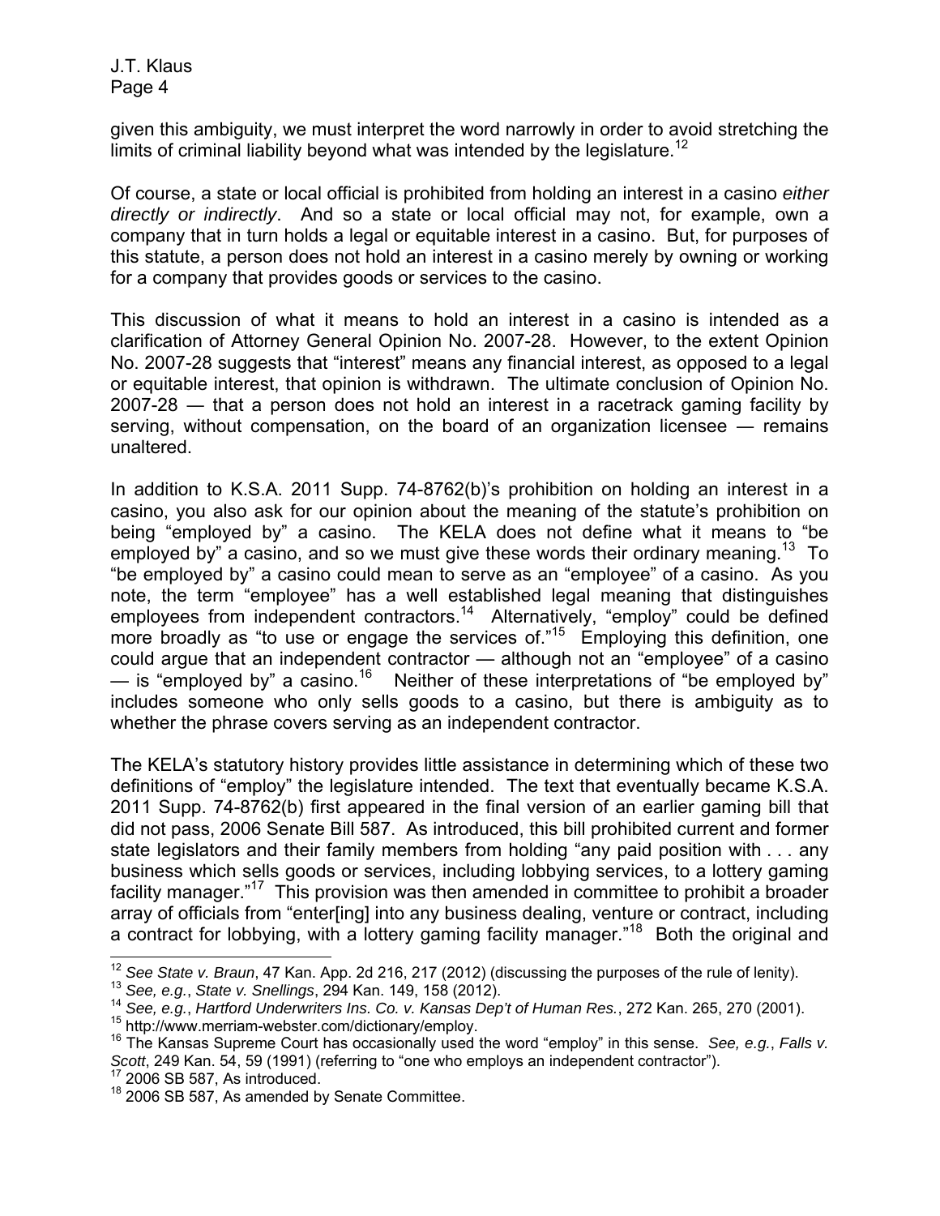given this ambiguity, we must interpret the word narrowly in order to avoid stretching the limits of criminal liability beyond what was intended by the legislature.[12]

Of course, a state or local official is prohibited from holding an interest in a casino *either directly or indirectly*. And so a state or local official may not, for example, own a company that in turn holds a legal or equitable interest in a casino. But, for purposes of this statute, a person does not hold an interest in a casino merely by owning or working for a company that provides goods or services to the casino.

This discussion of what it means to hold an interest in a casino is intended as a clarification of Attorney General Opinion No. 2007-28. However, to the extent Opinion No. 2007-28 suggests that "interest" means any financial interest, as opposed to a legal or equitable interest, that opinion is withdrawn. The ultimate conclusion of Opinion No. 2007-28 — that a person does not hold an interest in a racetrack gaming facility by serving, without compensation, on the board of an organization licensee — remains unaltered.

In addition to K.S.A. 2011 Supp. 74-8762(b)'s prohibition on holding an interest in a casino, you also ask for our opinion about the meaning of the statute's prohibition on being "employed by" a casino. The KELA does not define what it means to "be employed by" a casino, and so we must give these words their ordinary meaning.[13] To "be employed by" a casino could mean to serve as an "employee" of a casino. As you note, the term "employee" has a well established legal meaning that distinguishes employees from independent contractors.[14] Alternatively, "employ" could be defined more broadly as "to use or engage the services of."[15] Employing this definition, one could argue that an independent contractor — although not an "employee" of a casino — is "employed by" a casino.[16] Neither of these interpretations of "be employed by" includes someone who only sells goods to a casino, but there is ambiguity as to whether the phrase covers serving as an independent contractor.

The KELA's statutory history provides little assistance in determining which of these two definitions of "employ" the legislature intended. The text that eventually became K.S.A. 2011 Supp. 74-8762(b) first appeared in the final version of an earlier gaming bill that did not pass, 2006 Senate Bill 587. As introduced, this bill prohibited current and former state legislators and their family members from holding "any paid position with . . . any business which sells goods or services, including lobbying services, to a lottery gaming facility manager."[17] This provision was then amended in committee to prohibit a broader array of officials from "enter[ing] into any business dealing, venture or contract, including a contract for lobbying, with a lottery gaming facility manager."[18] Both the original and

---

[12] *See State v. Braun*, 47 Kan. App. 2d 216, 217 (2012) (discussing the purposes of the rule of lenity).

[13] *See, e.g.*, *State v. Snellings*, 294 Kan. 149, 158 (2012).

[14] *See, e.g.*, *Hartford Underwriters Ins. Co. v. Kansas Dep't of Human Res.*, 272 Kan. 265, 270 (2001).

[15] http://www.merriam-webster.com/dictionary/employ.

[16] The Kansas Supreme Court has occasionally used the word "employ" in this sense. *See, e.g.*, *Falls v. Scott*, 249 Kan. 54, 59 (1991) (referring to "one who employs an independent contractor").

[17] 2006 SB 587, As introduced.

[18] 2006 SB 587, As amended by Senate Committee.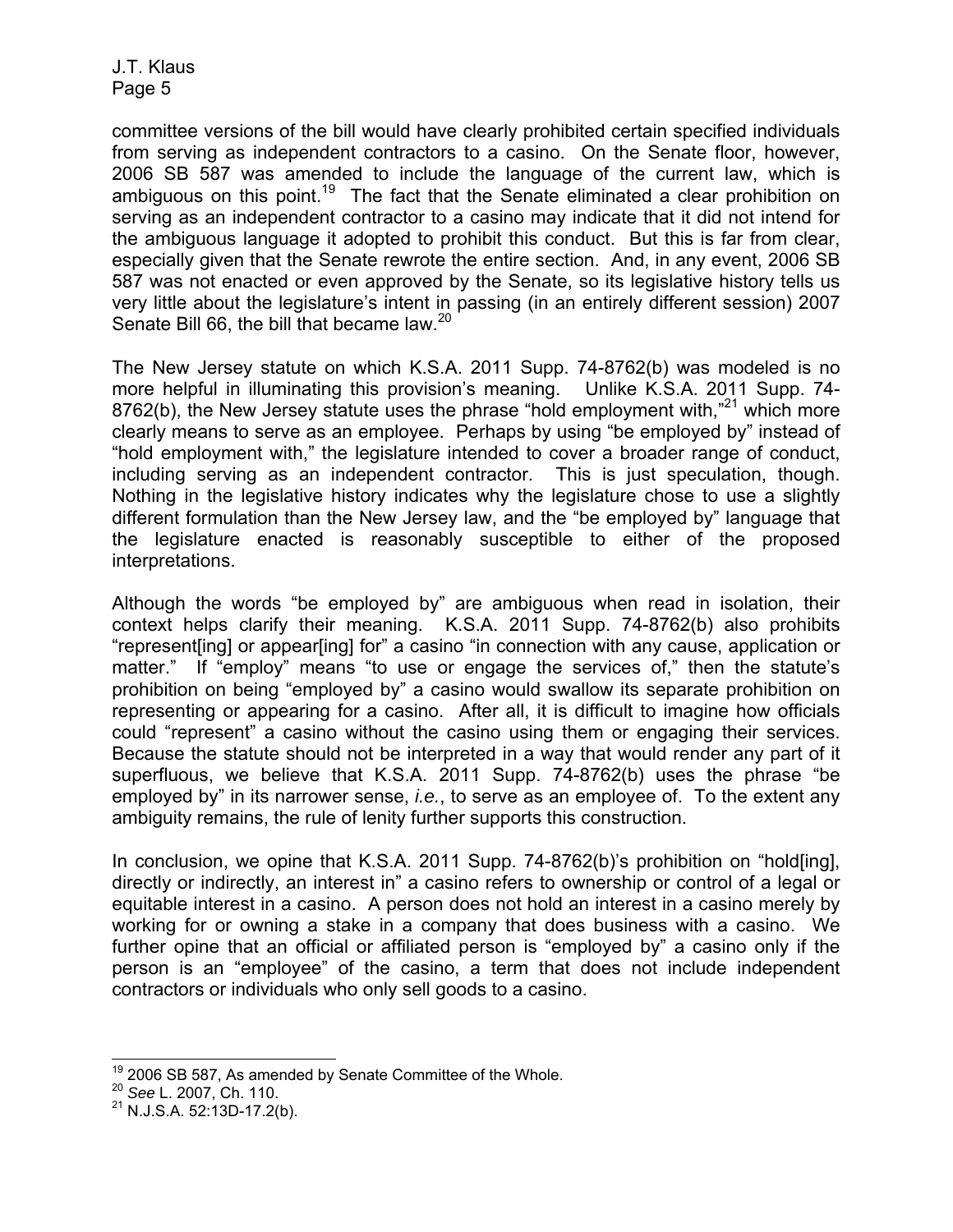committee versions of the bill would have clearly prohibited certain specified individuals from serving as independent contractors to a casino. On the Senate floor, however, 2006 SB 587 was amended to include the language of the current law, which is ambiguous on this point.[19] The fact that the Senate eliminated a clear prohibition on serving as an independent contractor to a casino may indicate that it did not intend for the ambiguous language it adopted to prohibit this conduct. But this is far from clear, especially given that the Senate rewrote the entire section. And, in any event, 2006 SB 587 was not enacted or even approved by the Senate, so its legislative history tells us very little about the legislature's intent in passing (in an entirely different session) 2007 Senate Bill 66, the bill that became law.[20]

The New Jersey statute on which K.S.A. 2011 Supp. 74-8762(b) was modeled is no more helpful in illuminating this provision's meaning. Unlike K.S.A. 2011 Supp. 74-8762(b), the New Jersey statute uses the phrase "hold employment with,"[21] which more clearly means to serve as an employee. Perhaps by using "be employed by" instead of "hold employment with," the legislature intended to cover a broader range of conduct, including serving as an independent contractor. This is just speculation, though. Nothing in the legislative history indicates why the legislature chose to use a slightly different formulation than the New Jersey law, and the "be employed by" language that the legislature enacted is reasonably susceptible to either of the proposed interpretations.

Although the words "be employed by" are ambiguous when read in isolation, their context helps clarify their meaning. K.S.A. 2011 Supp. 74-8762(b) also prohibits "represent[ing] or appear[ing] for" a casino "in connection with any cause, application or matter." If "employ" means "to use or engage the services of," then the statute's prohibition on being "employed by" a casino would swallow its separate prohibition on representing or appearing for a casino. After all, it is difficult to imagine how officials could "represent" a casino without the casino using them or engaging their services. Because the statute should not be interpreted in a way that would render any part of it superfluous, we believe that K.S.A. 2011 Supp. 74-8762(b) uses the phrase "be employed by" in its narrower sense, *i.e.*, to serve as an employee of. To the extent any ambiguity remains, the rule of lenity further supports this construction.

In conclusion, we opine that K.S.A. 2011 Supp. 74-8762(b)'s prohibition on "hold[ing], directly or indirectly, an interest in" a casino refers to ownership or control of a legal or equitable interest in a casino. A person does not hold an interest in a casino merely by working for or owning a stake in a company that does business with a casino. We further opine that an official or affiliated person is "employed by" a casino only if the person is an "employee" of the casino, a term that does not include independent contractors or individuals who only sell goods to a casino.

---

[19] 2006 SB 587, As amended by Senate Committee of the Whole.

[20] *See* L. 2007, Ch. 110.

[21] N.J.S.A. 52:13D-17.2(b).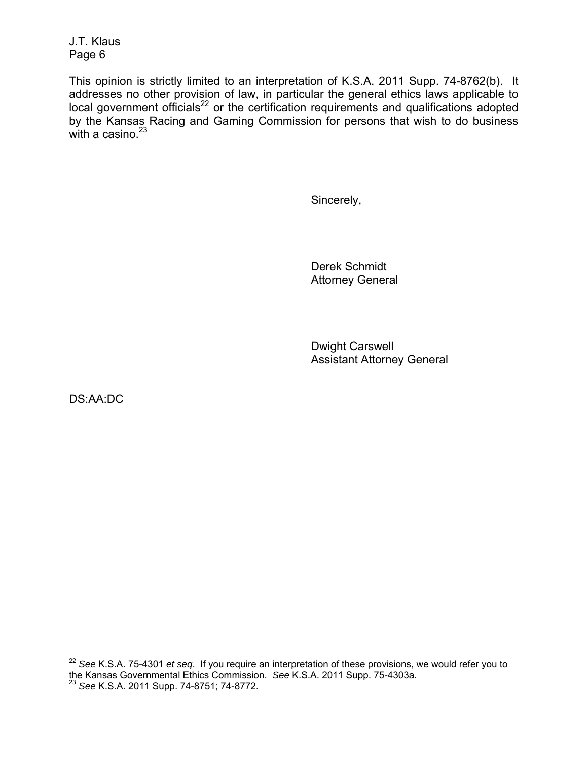This opinion is strictly limited to an interpretation of K.S.A. 2011 Supp. 74-8762(b). It addresses no other provision of law, in particular the general ethics laws applicable to local government officials[22] or the certification requirements and qualifications adopted by the Kansas Racing and Gaming Commission for persons that wish to do business with a casino.[23]

Sincerely,

Derek Schmidt
Attorney General

Dwight Carswell
Assistant Attorney General

DS:AA:DC

---

[22] *See* K.S.A. 75-4301 *et seq*. If you require an interpretation of these provisions, we would refer you to the Kansas Governmental Ethics Commission. *See* K.S.A. 2011 Supp. 75-4303a.

[23] *See* K.S.A. 2011 Supp. 74-8751; 74-8772.